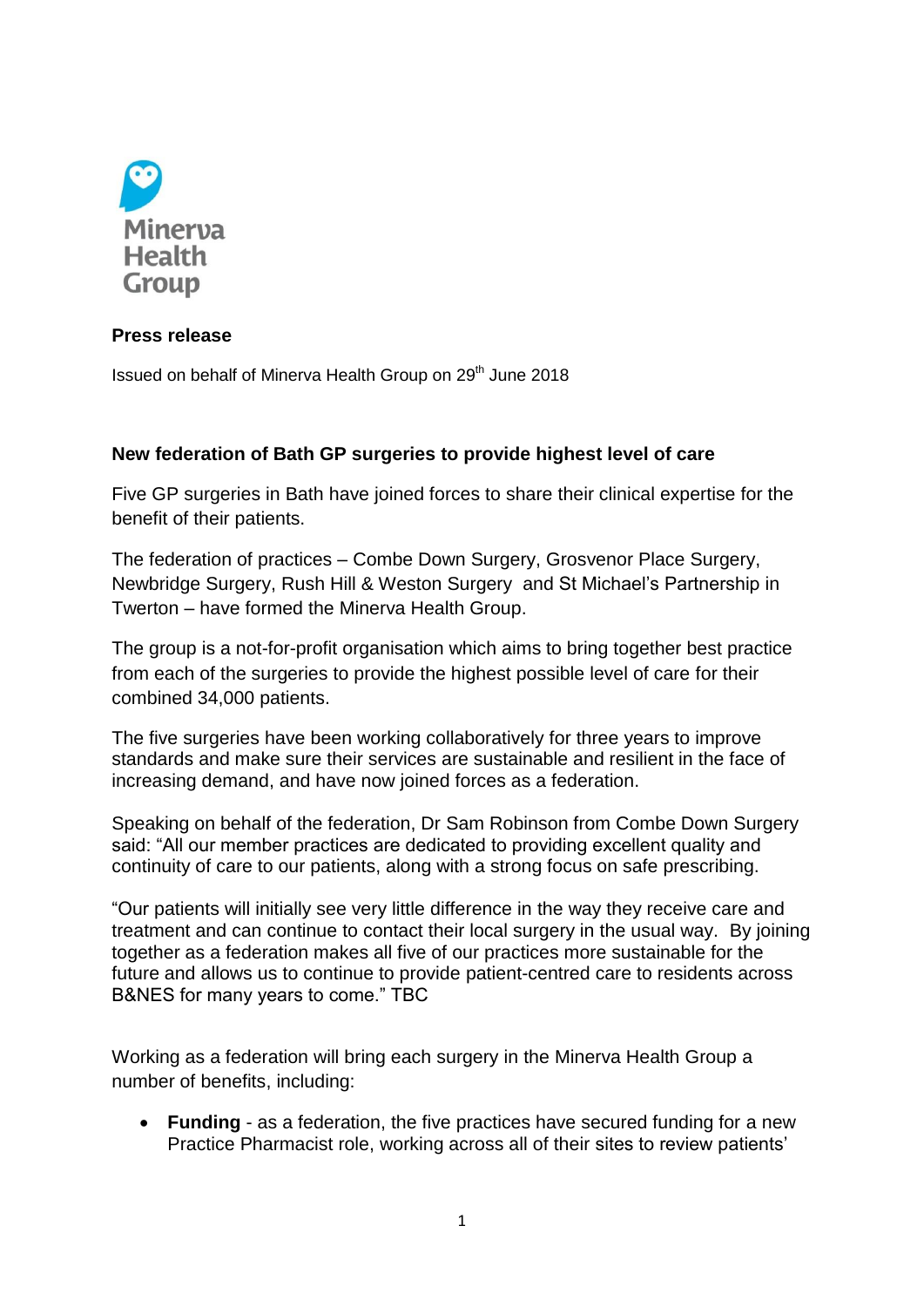Minerva Health Group

**Press release**

Issued on behalf of Minerva Health Group on 29th June 2018

**New federation of Bath GP surgeries to provide highest level of care**

Five GP surgeries in Bath have joined forces to share their clinical expertise for the benefit of their patients.

The federation of practices – Combe Down Surgery, Grosvenor Place Surgery, Newbridge Surgery, Rush Hill & Weston Surgery and St Michael's Partnership in Twerton – have formed the Minerva Health Group.

The group is a not-for-profit organisation which aims to bring together best practice from each of the surgeries to provide the highest possible level of care for their combined 34,000 patients.

The five surgeries have been working collaboratively for three years to improve standards and make sure their services are sustainable and resilient in the face of increasing demand, and have now joined forces as a federation.

Speaking on behalf of the federation, Dr Sam Robinson from Combe Down Surgery said: "All our member practices are dedicated to providing excellent quality and continuity of care to our patients, along with a strong focus on safe prescribing.

"Our patients will initially see very little difference in the way they receive care and treatment and can continue to contact their local surgery in the usual way. By joining together as a federation makes all five of our practices more sustainable for the future and allows us to continue to provide patient-centred care to residents across B&NES for many years to come." TBC

Working as a federation will bring each surgery in the Minerva Health Group a number of benefits, including:

- **Funding** - as a federation, the five practices have secured funding for a new Practice Pharmacist role, working across all of their sites to review patients'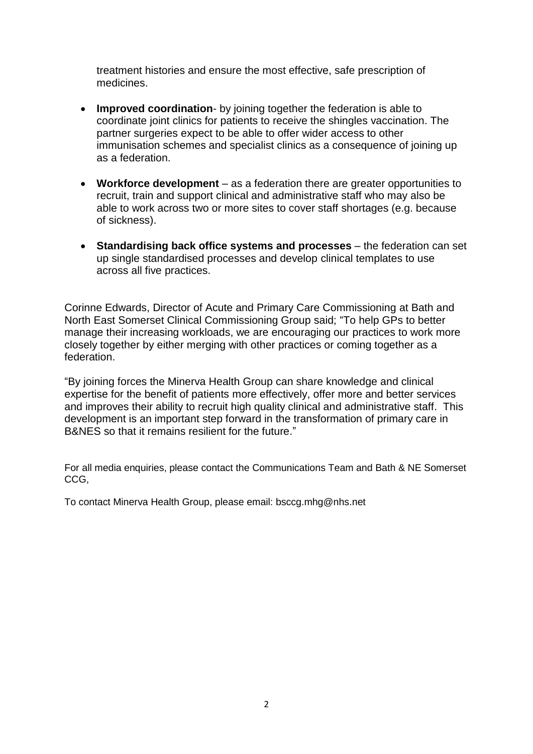treatment histories and ensure the most effective, safe prescription of medicines.

- **Improved coordination**- by joining together the federation is able to coordinate joint clinics for patients to receive the shingles vaccination. The partner surgeries expect to be able to offer wider access to other immunisation schemes and specialist clinics as a consequence of joining up as a federation.

- **Workforce development** – as a federation there are greater opportunities to recruit, train and support clinical and administrative staff who may also be able to work across two or more sites to cover staff shortages (e.g. because of sickness).

- **Standardising back office systems and processes** – the federation can set up single standardised processes and develop clinical templates to use across all five practices.

Corinne Edwards, Director of Acute and Primary Care Commissioning at Bath and North East Somerset Clinical Commissioning Group said; "To help GPs to better manage their increasing workloads, we are encouraging our practices to work more closely together by either merging with other practices or coming together as a federation.

"By joining forces the Minerva Health Group can share knowledge and clinical expertise for the benefit of patients more effectively, offer more and better services and improves their ability to recruit high quality clinical and administrative staff. This development is an important step forward in the transformation of primary care in B&NES so that it remains resilient for the future."

For all media enquiries, please contact the Communications Team and Bath & NE Somerset CCG,

To contact Minerva Health Group, please email: bsccg.mhg@nhs.net